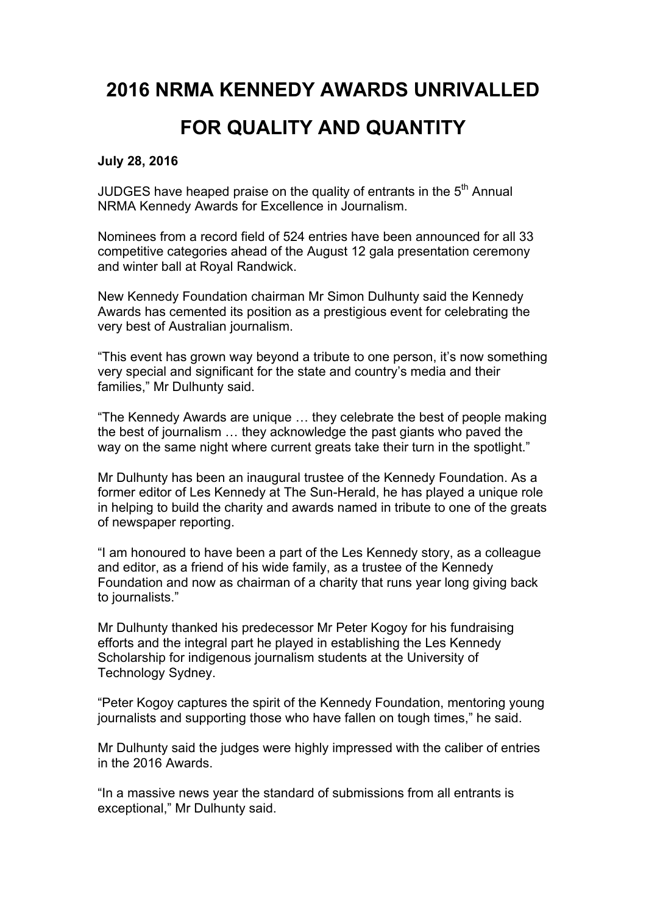# 2016 NRMA KENNEDY AWARDS UNRIVALLED FOR QUALITY AND QUANTITY

**July 28, 2016**

JUDGES have heaped praise on the quality of entrants in the 5th Annual NRMA Kennedy Awards for Excellence in Journalism.

Nominees from a record field of 524 entries have been announced for all 33 competitive categories ahead of the August 12 gala presentation ceremony and winter ball at Royal Randwick.

New Kennedy Foundation chairman Mr Simon Dulhunty said the Kennedy Awards has cemented its position as a prestigious event for celebrating the very best of Australian journalism.

"This event has grown way beyond a tribute to one person, it's now something very special and significant for the state and country's media and their families," Mr Dulhunty said.

"The Kennedy Awards are unique … they celebrate the best of people making the best of journalism … they acknowledge the past giants who paved the way on the same night where current greats take their turn in the spotlight."

Mr Dulhunty has been an inaugural trustee of the Kennedy Foundation. As a former editor of Les Kennedy at The Sun-Herald, he has played a unique role in helping to build the charity and awards named in tribute to one of the greats of newspaper reporting.

"I am honoured to have been a part of the Les Kennedy story, as a colleague and editor, as a friend of his wide family, as a trustee of the Kennedy Foundation and now as chairman of a charity that runs year long giving back to journalists."

Mr Dulhunty thanked his predecessor Mr Peter Kogoy for his fundraising efforts and the integral part he played in establishing the Les Kennedy Scholarship for indigenous journalism students at the University of Technology Sydney.

"Peter Kogoy captures the spirit of the Kennedy Foundation, mentoring young journalists and supporting those who have fallen on tough times," he said.

Mr Dulhunty said the judges were highly impressed with the caliber of entries in the 2016 Awards.

"In a massive news year the standard of submissions from all entrants is exceptional," Mr Dulhunty said.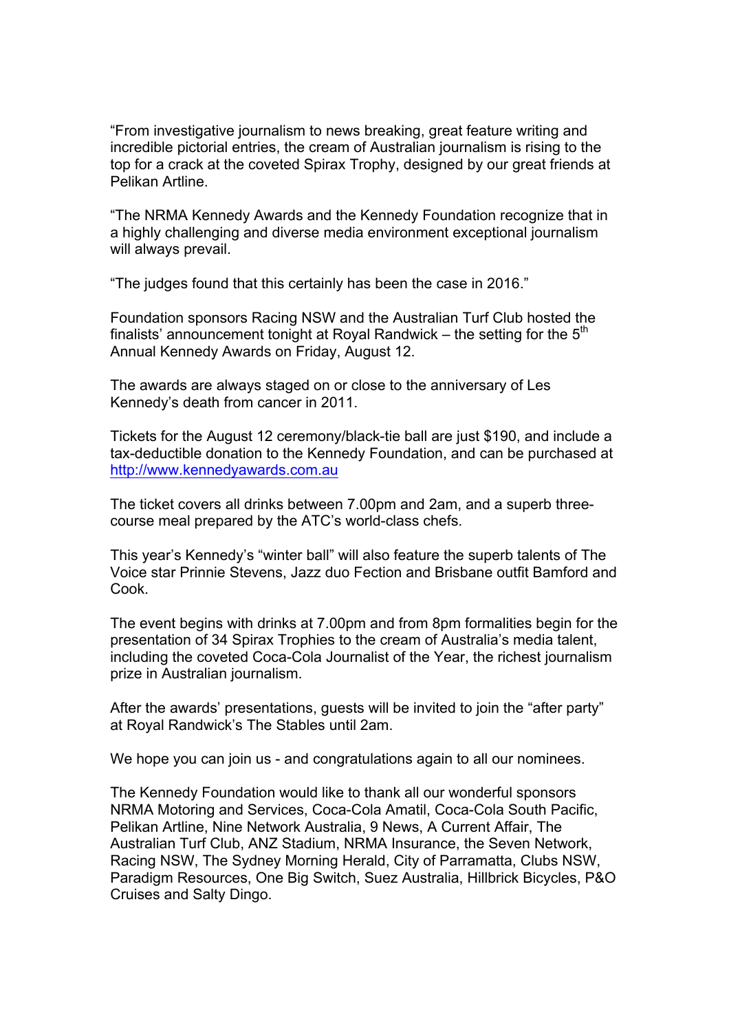"From investigative journalism to news breaking, great feature writing and incredible pictorial entries, the cream of Australian journalism is rising to the top for a crack at the coveted Spirax Trophy, designed by our great friends at Pelikan Artline.

"The NRMA Kennedy Awards and the Kennedy Foundation recognize that in a highly challenging and diverse media environment exceptional journalism will always prevail.

"The judges found that this certainly has been the case in 2016."

Foundation sponsors Racing NSW and the Australian Turf Club hosted the finalists' announcement tonight at Royal Randwick – the setting for the 5th Annual Kennedy Awards on Friday, August 12.

The awards are always staged on or close to the anniversary of Les Kennedy's death from cancer in 2011.

Tickets for the August 12 ceremony/black-tie ball are just $190, and include a tax-deductible donation to the Kennedy Foundation, and can be purchased at http://www.kennedyawards.com.au

The ticket covers all drinks between 7.00pm and 2am, and a superb three-course meal prepared by the ATC's world-class chefs.

This year's Kennedy's "winter ball" will also feature the superb talents of The Voice star Prinnie Stevens, Jazz duo Fection and Brisbane outfit Bamford and Cook.

The event begins with drinks at 7.00pm and from 8pm formalities begin for the presentation of 34 Spirax Trophies to the cream of Australia's media talent, including the coveted Coca-Cola Journalist of the Year, the richest journalism prize in Australian journalism.

After the awards' presentations, guests will be invited to join the "after party" at Royal Randwick's The Stables until 2am.

We hope you can join us - and congratulations again to all our nominees.

The Kennedy Foundation would like to thank all our wonderful sponsors NRMA Motoring and Services, Coca-Cola Amatil, Coca-Cola South Pacific, Pelikan Artline, Nine Network Australia, 9 News, A Current Affair, The Australian Turf Club, ANZ Stadium, NRMA Insurance, the Seven Network, Racing NSW, The Sydney Morning Herald, City of Parramatta, Clubs NSW, Paradigm Resources, One Big Switch, Suez Australia, Hillbrick Bicycles, P&O Cruises and Salty Dingo.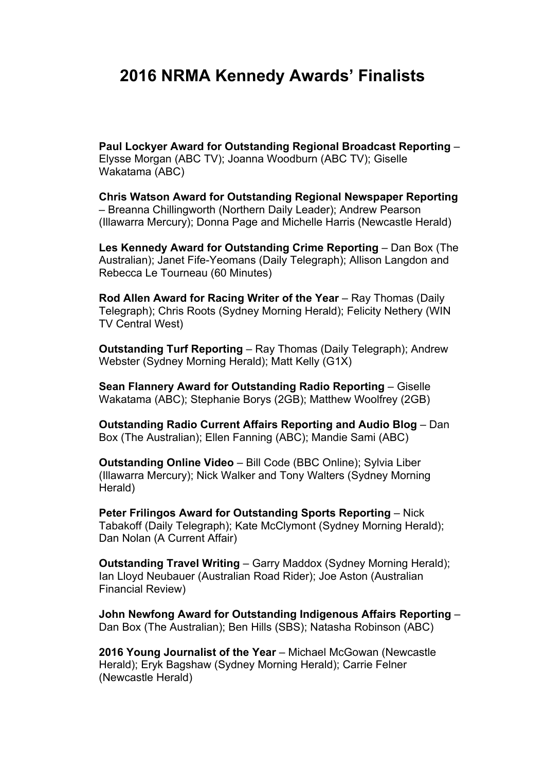# 2016 NRMA Kennedy Awards' Finalists

**Paul Lockyer Award for Outstanding Regional Broadcast Reporting** – Elysse Morgan (ABC TV); Joanna Woodburn (ABC TV); Giselle Wakatama (ABC)

**Chris Watson Award for Outstanding Regional Newspaper Reporting** – Breanna Chillingworth (Northern Daily Leader); Andrew Pearson (Illawarra Mercury); Donna Page and Michelle Harris (Newcastle Herald)

**Les Kennedy Award for Outstanding Crime Reporting** – Dan Box (The Australian); Janet Fife-Yeomans (Daily Telegraph); Allison Langdon and Rebecca Le Tourneau (60 Minutes)

**Rod Allen Award for Racing Writer of the Year** – Ray Thomas (Daily Telegraph); Chris Roots (Sydney Morning Herald); Felicity Nethery (WIN TV Central West)

**Outstanding Turf Reporting** – Ray Thomas (Daily Telegraph); Andrew Webster (Sydney Morning Herald); Matt Kelly (G1X)

**Sean Flannery Award for Outstanding Radio Reporting** – Giselle Wakatama (ABC); Stephanie Borys (2GB); Matthew Woolfrey (2GB)

**Outstanding Radio Current Affairs Reporting and Audio Blog** – Dan Box (The Australian); Ellen Fanning (ABC); Mandie Sami (ABC)

**Outstanding Online Video** – Bill Code (BBC Online); Sylvia Liber (Illawarra Mercury); Nick Walker and Tony Walters (Sydney Morning Herald)

**Peter Frilingos Award for Outstanding Sports Reporting** – Nick Tabakoff (Daily Telegraph); Kate McClymont (Sydney Morning Herald); Dan Nolan (A Current Affair)

**Outstanding Travel Writing** – Garry Maddox (Sydney Morning Herald); Ian Lloyd Neubauer (Australian Road Rider); Joe Aston (Australian Financial Review)

**John Newfong Award for Outstanding Indigenous Affairs Reporting** – Dan Box (The Australian); Ben Hills (SBS); Natasha Robinson (ABC)

**2016 Young Journalist of the Year** – Michael McGowan (Newcastle Herald); Eryk Bagshaw (Sydney Morning Herald); Carrie Felner (Newcastle Herald)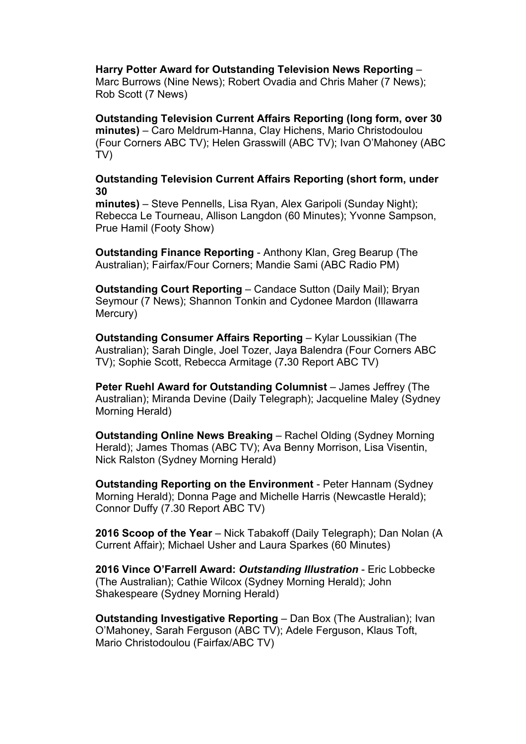**Harry Potter Award for Outstanding Television News Reporting** – Marc Burrows (Nine News); Robert Ovadia and Chris Maher (7 News); Rob Scott (7 News)

**Outstanding Television Current Affairs Reporting (long form, over 30 minutes)** – Caro Meldrum-Hanna, Clay Hichens, Mario Christodoulou (Four Corners ABC TV); Helen Grasswill (ABC TV); Ivan O'Mahoney (ABC TV)

**Outstanding Television Current Affairs Reporting (short form, under 30 minutes)** – Steve Pennells, Lisa Ryan, Alex Garipoli (Sunday Night); Rebecca Le Tourneau, Allison Langdon (60 Minutes); Yvonne Sampson, Prue Hamil (Footy Show)

**Outstanding Finance Reporting** - Anthony Klan, Greg Bearup (The Australian); Fairfax/Four Corners; Mandie Sami (ABC Radio PM)

**Outstanding Court Reporting** – Candace Sutton (Daily Mail); Bryan Seymour (7 News); Shannon Tonkin and Cydonee Mardon (Illawarra Mercury)

**Outstanding Consumer Affairs Reporting** – Kylar Loussikian (The Australian); Sarah Dingle, Joel Tozer, Jaya Balendra (Four Corners ABC TV); Sophie Scott, Rebecca Armitage (7.30 Report ABC TV)

**Peter Ruehl Award for Outstanding Columnist** – James Jeffrey (The Australian); Miranda Devine (Daily Telegraph); Jacqueline Maley (Sydney Morning Herald)

**Outstanding Online News Breaking** – Rachel Olding (Sydney Morning Herald); James Thomas (ABC TV); Ava Benny Morrison, Lisa Visentin, Nick Ralston (Sydney Morning Herald)

**Outstanding Reporting on the Environment** - Peter Hannam (Sydney Morning Herald); Donna Page and Michelle Harris (Newcastle Herald); Connor Duffy (7.30 Report ABC TV)

**2016 Scoop of the Year** – Nick Tabakoff (Daily Telegraph); Dan Nolan (A Current Affair); Michael Usher and Laura Sparkes (60 Minutes)

**2016 Vince O'Farrell Award: *Outstanding Illustration*** - Eric Lobbecke (The Australian); Cathie Wilcox (Sydney Morning Herald); John Shakespeare (Sydney Morning Herald)

**Outstanding Investigative Reporting** – Dan Box (The Australian); Ivan O'Mahoney, Sarah Ferguson (ABC TV); Adele Ferguson, Klaus Toft, Mario Christodoulou (Fairfax/ABC TV)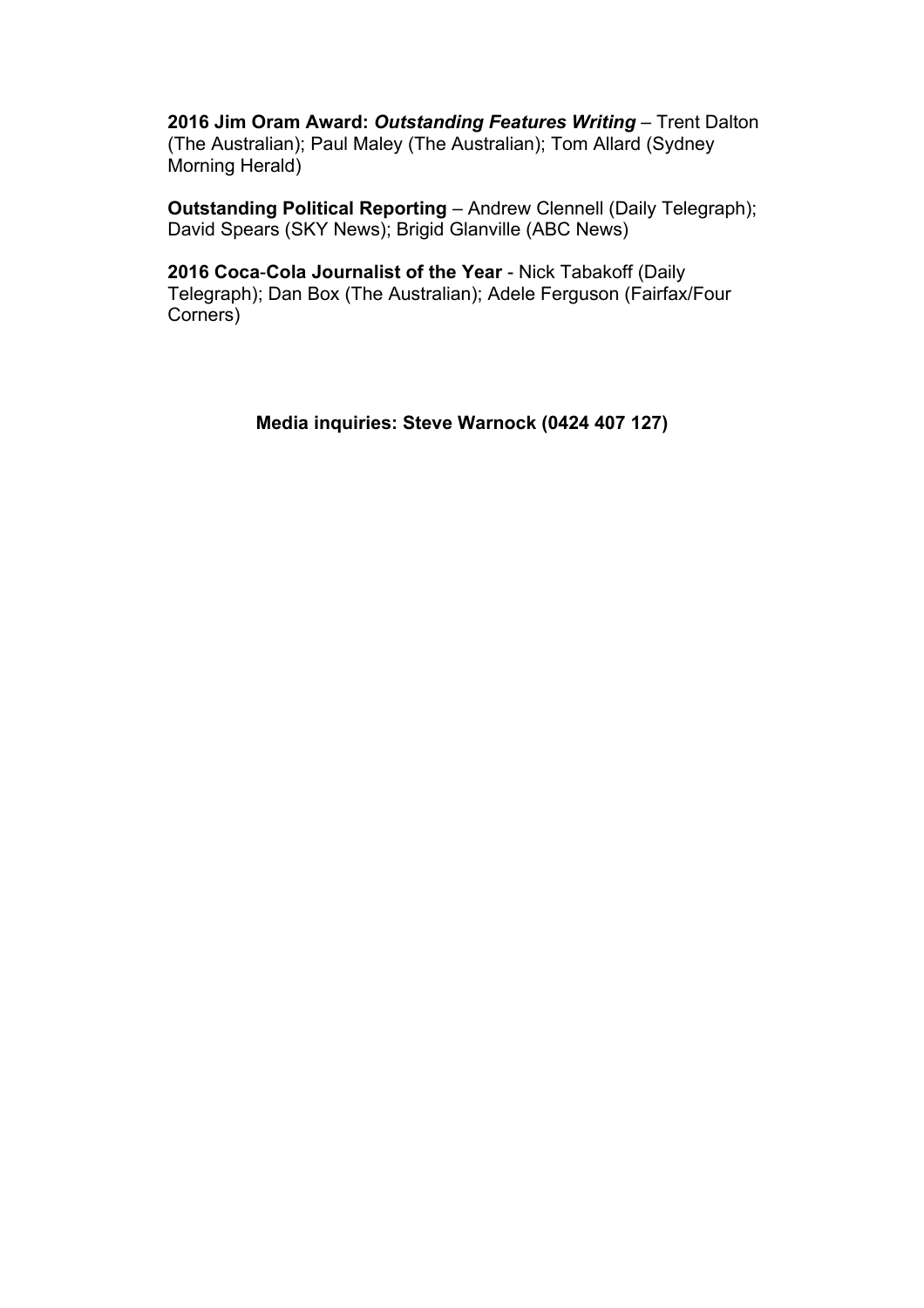**2016 Jim Oram Award:** ***Outstanding Features Writing*** – Trent Dalton (The Australian); Paul Maley (The Australian); Tom Allard (Sydney Morning Herald)

**Outstanding Political Reporting** – Andrew Clennell (Daily Telegraph); David Spears (SKY News); Brigid Glanville (ABC News)

**2016 Coca-Cola Journalist of the Year** - Nick Tabakoff (Daily Telegraph); Dan Box (The Australian); Adele Ferguson (Fairfax/Four Corners)

**Media inquiries: Steve Warnock (0424 407 127)**